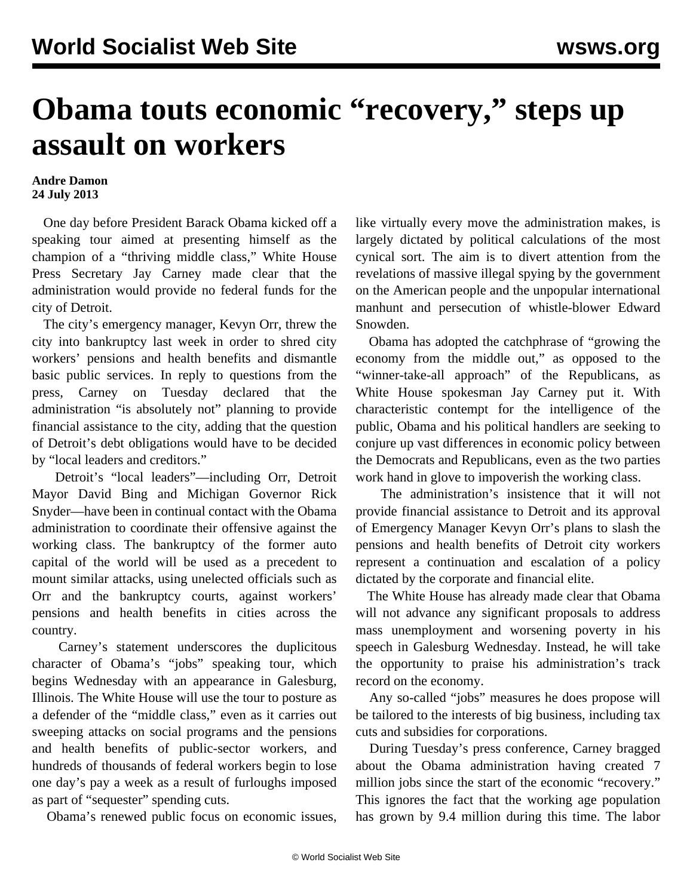# Obama touts economic "recovery," steps up assault on workers

**Andre Damon**
**24 July 2013**

One day before President Barack Obama kicked off a speaking tour aimed at presenting himself as the champion of a "thriving middle class," White House Press Secretary Jay Carney made clear that the administration would provide no federal funds for the city of Detroit.

The city's emergency manager, Kevyn Orr, threw the city into bankruptcy last week in order to shred city workers' pensions and health benefits and dismantle basic public services. In reply to questions from the press, Carney on Tuesday declared that the administration "is absolutely not" planning to provide financial assistance to the city, adding that the question of Detroit's debt obligations would have to be decided by "local leaders and creditors."

Detroit's "local leaders"—including Orr, Detroit Mayor David Bing and Michigan Governor Rick Snyder—have been in continual contact with the Obama administration to coordinate their offensive against the working class. The bankruptcy of the former auto capital of the world will be used as a precedent to mount similar attacks, using unelected officials such as Orr and the bankruptcy courts, against workers' pensions and health benefits in cities across the country.

Carney's statement underscores the duplicitous character of Obama's "jobs" speaking tour, which begins Wednesday with an appearance in Galesburg, Illinois. The White House will use the tour to posture as a defender of the "middle class," even as it carries out sweeping attacks on social programs and the pensions and health benefits of public-sector workers, and hundreds of thousands of federal workers begin to lose one day's pay a week as a result of furloughs imposed as part of "sequester" spending cuts.

Obama's renewed public focus on economic issues, like virtually every move the administration makes, is largely dictated by political calculations of the most cynical sort. The aim is to divert attention from the revelations of massive illegal spying by the government on the American people and the unpopular international manhunt and persecution of whistle-blower Edward Snowden.

Obama has adopted the catchphrase of "growing the economy from the middle out," as opposed to the "winner-take-all approach" of the Republicans, as White House spokesman Jay Carney put it. With characteristic contempt for the intelligence of the public, Obama and his political handlers are seeking to conjure up vast differences in economic policy between the Democrats and Republicans, even as the two parties work hand in glove to impoverish the working class.

The administration's insistence that it will not provide financial assistance to Detroit and its approval of Emergency Manager Kevyn Orr's plans to slash the pensions and health benefits of Detroit city workers represent a continuation and escalation of a policy dictated by the corporate and financial elite.

The White House has already made clear that Obama will not advance any significant proposals to address mass unemployment and worsening poverty in his speech in Galesburg Wednesday. Instead, he will take the opportunity to praise his administration's track record on the economy.

Any so-called "jobs" measures he does propose will be tailored to the interests of big business, including tax cuts and subsidies for corporations.

During Tuesday's press conference, Carney bragged about the Obama administration having created 7 million jobs since the start of the economic "recovery." This ignores the fact that the working age population has grown by 9.4 million during this time. The labor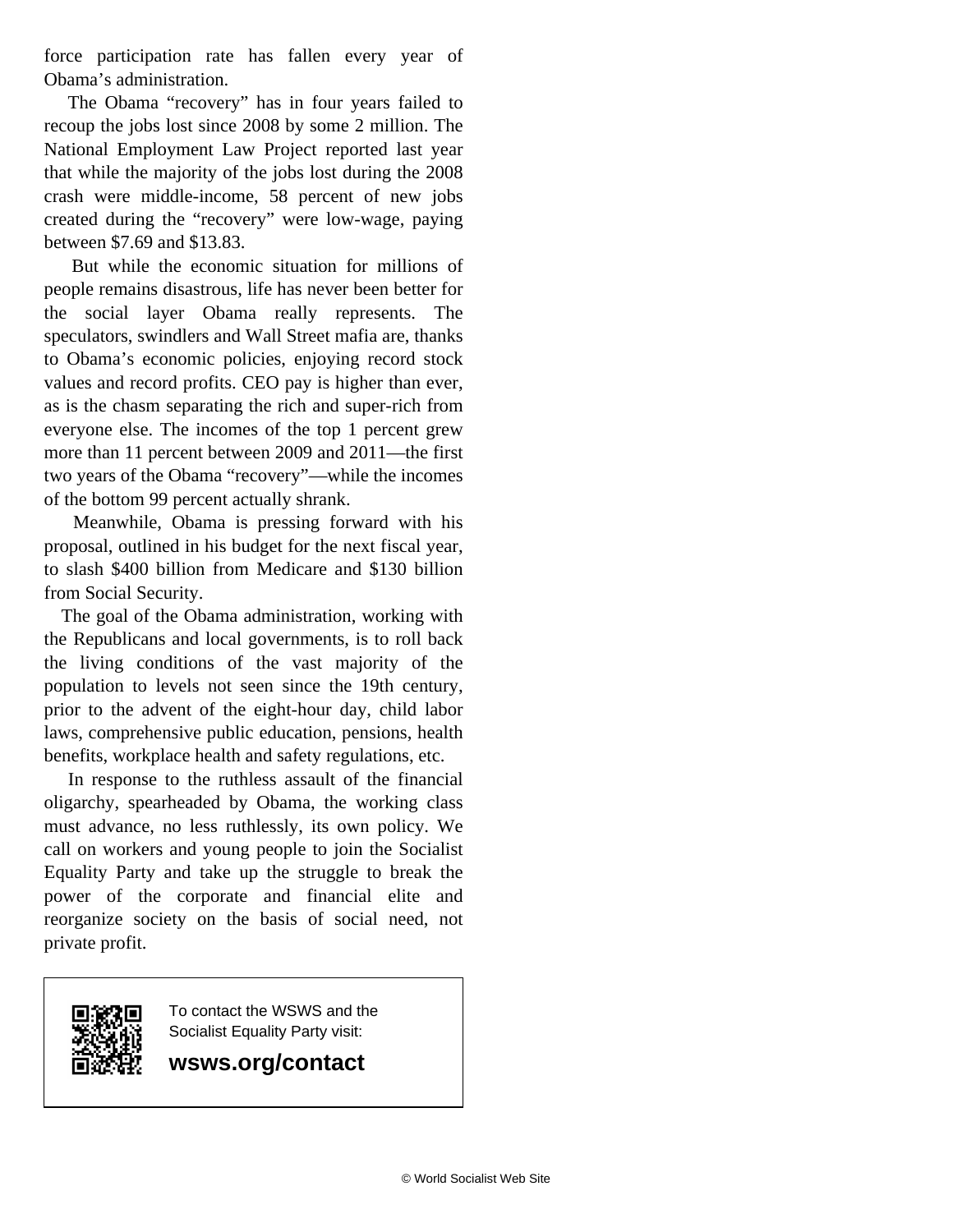force participation rate has fallen every year of Obama's administration.

The Obama "recovery" has in four years failed to recoup the jobs lost since 2008 by some 2 million. The National Employment Law Project reported last year that while the majority of the jobs lost during the 2008 crash were middle-income, 58 percent of new jobs created during the "recovery" were low-wage, paying between $7.69 and $13.83.

But while the economic situation for millions of people remains disastrous, life has never been better for the social layer Obama really represents. The speculators, swindlers and Wall Street mafia are, thanks to Obama's economic policies, enjoying record stock values and record profits. CEO pay is higher than ever, as is the chasm separating the rich and super-rich from everyone else. The incomes of the top 1 percent grew more than 11 percent between 2009 and 2011—the first two years of the Obama "recovery"—while the incomes of the bottom 99 percent actually shrank.

Meanwhile, Obama is pressing forward with his proposal, outlined in his budget for the next fiscal year, to slash $400 billion from Medicare and $130 billion from Social Security.

The goal of the Obama administration, working with the Republicans and local governments, is to roll back the living conditions of the vast majority of the population to levels not seen since the 19th century, prior to the advent of the eight-hour day, child labor laws, comprehensive public education, pensions, health benefits, workplace health and safety regulations, etc.

In response to the ruthless assault of the financial oligarchy, spearheaded by Obama, the working class must advance, no less ruthlessly, its own policy. We call on workers and young people to join the Socialist Equality Party and take up the struggle to break the power of the corporate and financial elite and reorganize society on the basis of social need, not private profit.

To contact the WSWS and the Socialist Equality Party visit:

**wsws.org/contact**

© World Socialist Web Site